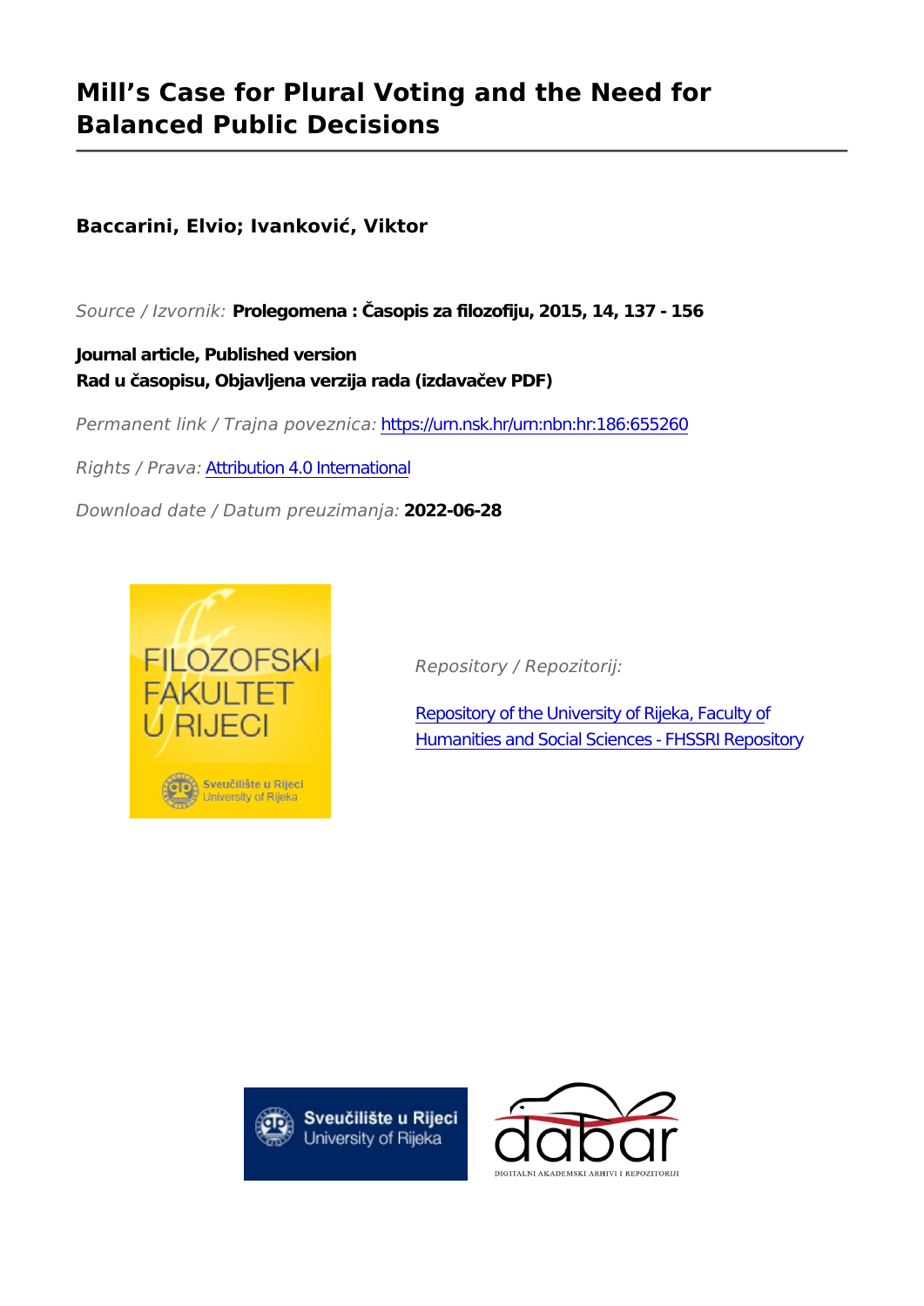# Mill's Case for Plural Voting and the Need for Balanced Public Decisions

**Baccarini, Elvio; Ivanković, Viktor**

*Source / Izvornik:* **Prolegomena : Časopis za filozofiju, 2015, 14, 137 - 156**

**Journal article, Published version**
**Rad u časopisu, Objavljena verzija rada (izdavačev PDF)**

*Permanent link / Trajna poveznica:* https://urn.nsk.hr/urn:nbn:hr:186:655260

*Rights / Prava:* Attribution 4.0 International

*Download date / Datum preuzimanja:* **2022-06-28**

*Repository / Repozitorij:*

Repository of the University of Rijeka, Faculty of Humanities and Social Sciences - FHSSRI Repository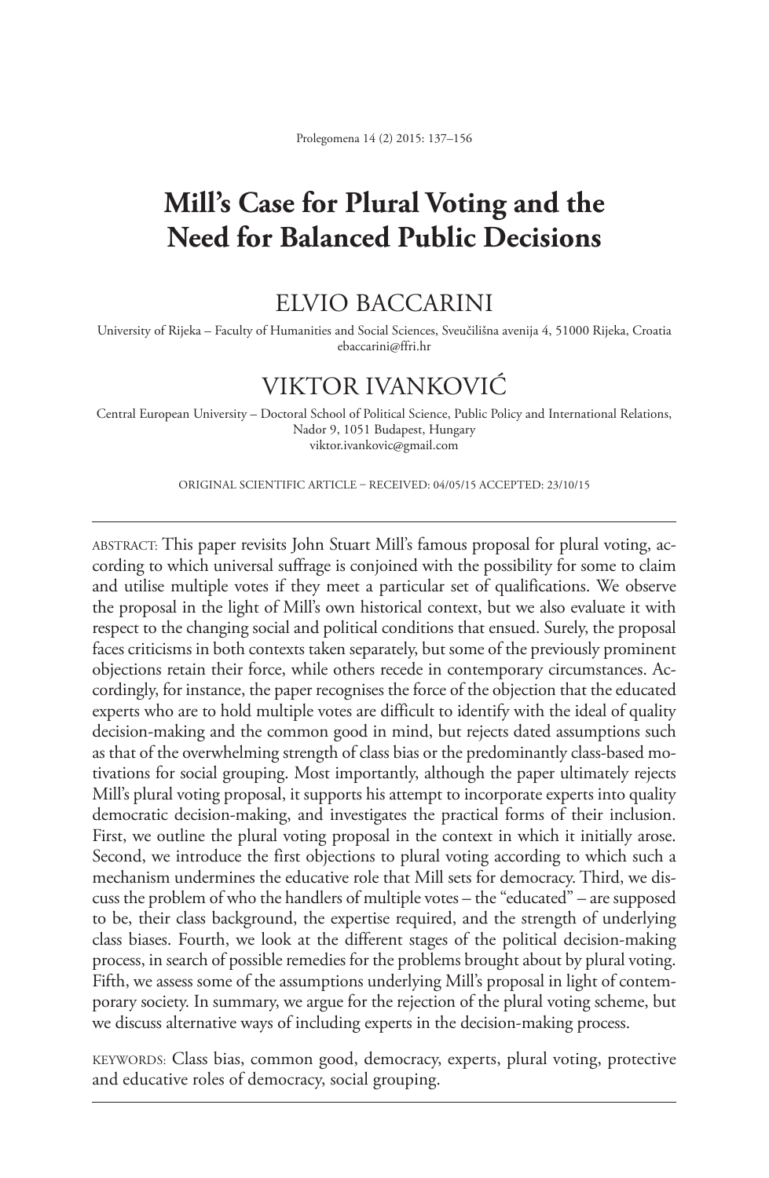# Mill's Case for Plural Voting and the Need for Balanced Public Decisions

## ELVIO BACCARINI

University of Rijeka – Faculty of Humanities and Social Sciences, Sveučilišna avenija 4, 51000 Rijeka, Croatia
ebaccarini@ffri.hr

## VIKTOR IVANKOVIĆ

Central European University – Doctoral School of Political Science, Public Policy and International Relations, Nador 9, 1051 Budapest, Hungary
viktor.ivankovic@gmail.com

ORIGINAL SCIENTIFIC ARTICLE – RECEIVED: 04/05/15 ACCEPTED: 23/10/15

---

ABSTRACT: This paper revisits John Stuart Mill's famous proposal for plural voting, according to which universal suffrage is conjoined with the possibility for some to claim and utilise multiple votes if they meet a particular set of qualifications. We observe the proposal in the light of Mill's own historical context, but we also evaluate it with respect to the changing social and political conditions that ensued. Surely, the proposal faces criticisms in both contexts taken separately, but some of the previously prominent objections retain their force, while others recede in contemporary circumstances. Accordingly, for instance, the paper recognises the force of the objection that the educated experts who are to hold multiple votes are difficult to identify with the ideal of quality decision-making and the common good in mind, but rejects dated assumptions such as that of the overwhelming strength of class bias or the predominantly class-based motivations for social grouping. Most importantly, although the paper ultimately rejects Mill's plural voting proposal, it supports his attempt to incorporate experts into quality democratic decision-making, and investigates the practical forms of their inclusion. First, we outline the plural voting proposal in the context in which it initially arose. Second, we introduce the first objections to plural voting according to which such a mechanism undermines the educative role that Mill sets for democracy. Third, we discuss the problem of who the handlers of multiple votes – the "educated" – are supposed to be, their class background, the expertise required, and the strength of underlying class biases. Fourth, we look at the different stages of the political decision-making process, in search of possible remedies for the problems brought about by plural voting. Fifth, we assess some of the assumptions underlying Mill's proposal in light of contemporary society. In summary, we argue for the rejection of the plural voting scheme, but we discuss alternative ways of including experts in the decision-making process.

KEYWORDS: Class bias, common good, democracy, experts, plural voting, protective and educative roles of democracy, social grouping.

---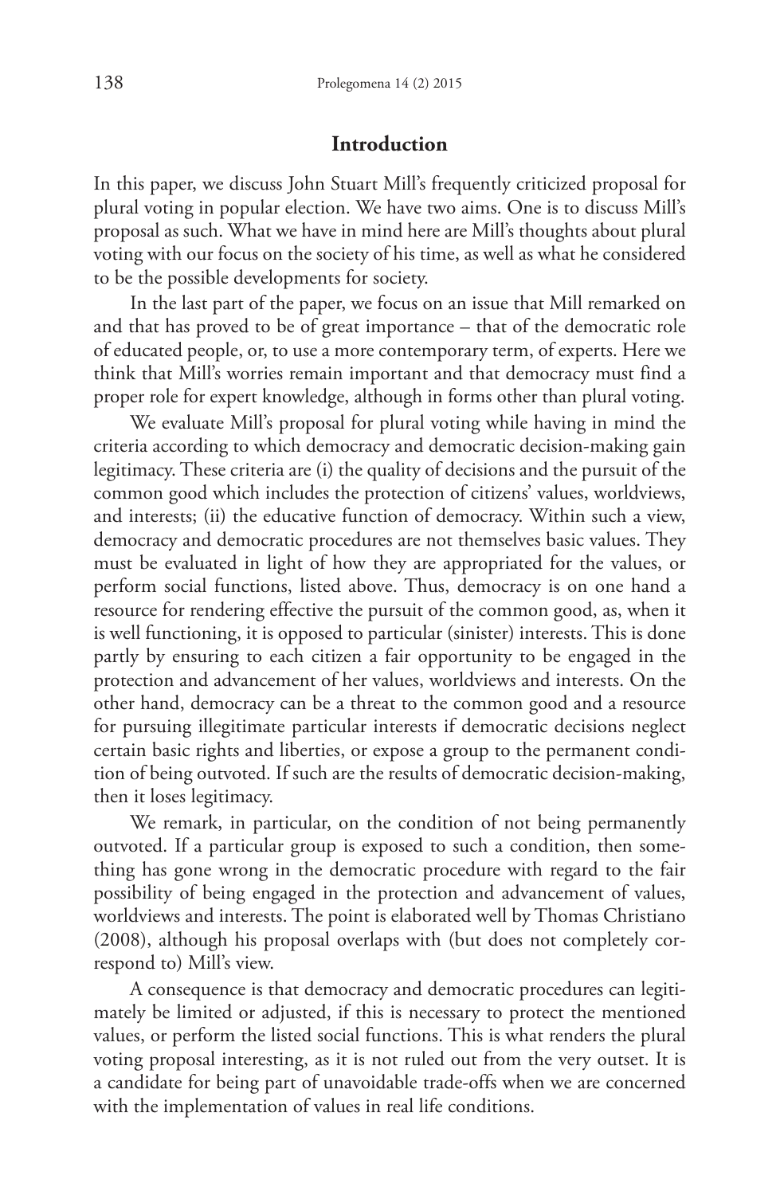## Introduction

In this paper, we discuss John Stuart Mill's frequently criticized proposal for plural voting in popular election. We have two aims. One is to discuss Mill's proposal as such. What we have in mind here are Mill's thoughts about plural voting with our focus on the society of his time, as well as what he considered to be the possible developments for society.

In the last part of the paper, we focus on an issue that Mill remarked on and that has proved to be of great importance – that of the democratic role of educated people, or, to use a more contemporary term, of experts. Here we think that Mill's worries remain important and that democracy must find a proper role for expert knowledge, although in forms other than plural voting.

We evaluate Mill's proposal for plural voting while having in mind the criteria according to which democracy and democratic decision-making gain legitimacy. These criteria are (i) the quality of decisions and the pursuit of the common good which includes the protection of citizens' values, worldviews, and interests; (ii) the educative function of democracy. Within such a view, democracy and democratic procedures are not themselves basic values. They must be evaluated in light of how they are appropriated for the values, or perform social functions, listed above. Thus, democracy is on one hand a resource for rendering effective the pursuit of the common good, as, when it is well functioning, it is opposed to particular (sinister) interests. This is done partly by ensuring to each citizen a fair opportunity to be engaged in the protection and advancement of her values, worldviews and interests. On the other hand, democracy can be a threat to the common good and a resource for pursuing illegitimate particular interests if democratic decisions neglect certain basic rights and liberties, or expose a group to the permanent condition of being outvoted. If such are the results of democratic decision-making, then it loses legitimacy.

We remark, in particular, on the condition of not being permanently outvoted. If a particular group is exposed to such a condition, then something has gone wrong in the democratic procedure with regard to the fair possibility of being engaged in the protection and advancement of values, worldviews and interests. The point is elaborated well by Thomas Christiano (2008), although his proposal overlaps with (but does not completely correspond to) Mill's view.

A consequence is that democracy and democratic procedures can legitimately be limited or adjusted, if this is necessary to protect the mentioned values, or perform the listed social functions. This is what renders the plural voting proposal interesting, as it is not ruled out from the very outset. It is a candidate for being part of unavoidable trade-offs when we are concerned with the implementation of values in real life conditions.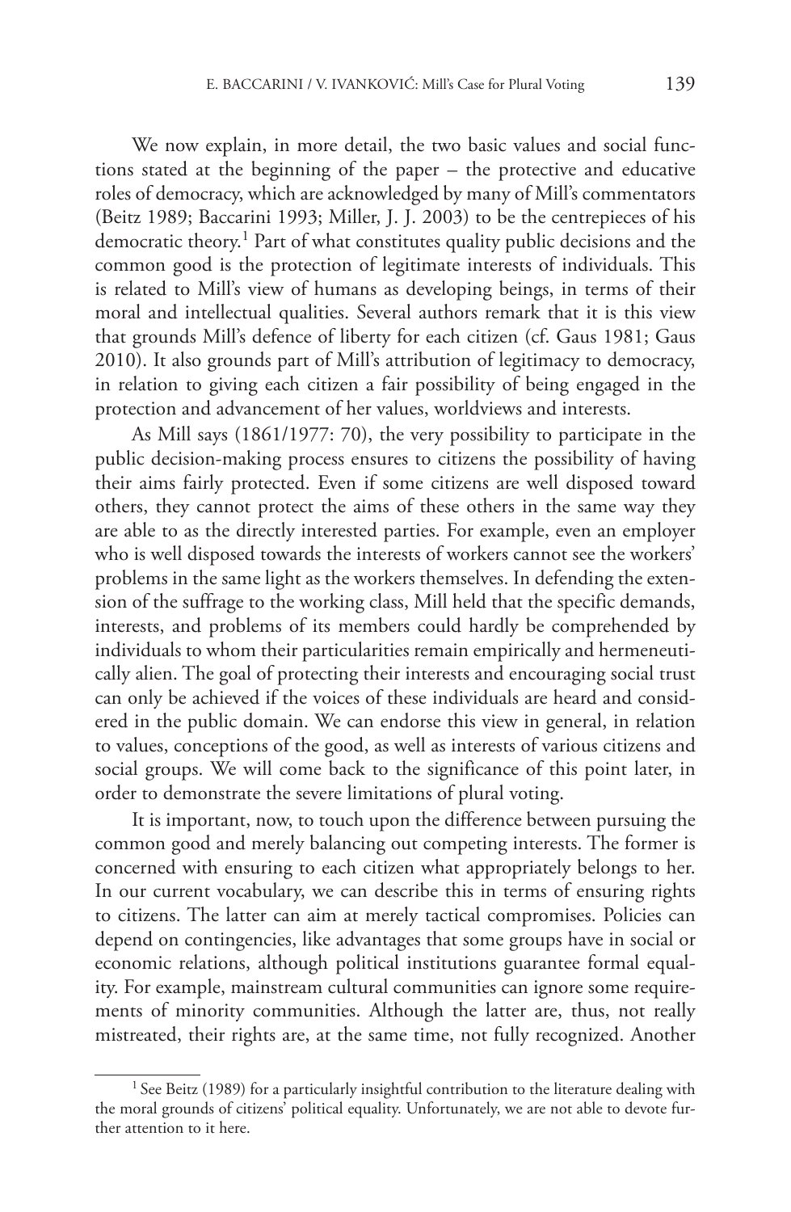We now explain, in more detail, the two basic values and social functions stated at the beginning of the paper – the protective and educative roles of democracy, which are acknowledged by many of Mill's commentators (Beitz 1989; Baccarini 1993; Miller, J. J. 2003) to be the centrepieces of his democratic theory.[1] Part of what constitutes quality public decisions and the common good is the protection of legitimate interests of individuals. This is related to Mill's view of humans as developing beings, in terms of their moral and intellectual qualities. Several authors remark that it is this view that grounds Mill's defence of liberty for each citizen (cf. Gaus 1981; Gaus 2010). It also grounds part of Mill's attribution of legitimacy to democracy, in relation to giving each citizen a fair possibility of being engaged in the protection and advancement of her values, worldviews and interests.

As Mill says (1861/1977: 70), the very possibility to participate in the public decision-making process ensures to citizens the possibility of having their aims fairly protected. Even if some citizens are well disposed toward others, they cannot protect the aims of these others in the same way they are able to as the directly interested parties. For example, even an employer who is well disposed towards the interests of workers cannot see the workers' problems in the same light as the workers themselves. In defending the extension of the suffrage to the working class, Mill held that the specific demands, interests, and problems of its members could hardly be comprehended by individuals to whom their particularities remain empirically and hermeneutically alien. The goal of protecting their interests and encouraging social trust can only be achieved if the voices of these individuals are heard and considered in the public domain. We can endorse this view in general, in relation to values, conceptions of the good, as well as interests of various citizens and social groups. We will come back to the significance of this point later, in order to demonstrate the severe limitations of plural voting.

It is important, now, to touch upon the difference between pursuing the common good and merely balancing out competing interests. The former is concerned with ensuring to each citizen what appropriately belongs to her. In our current vocabulary, we can describe this in terms of ensuring rights to citizens. The latter can aim at merely tactical compromises. Policies can depend on contingencies, like advantages that some groups have in social or economic relations, although political institutions guarantee formal equality. For example, mainstream cultural communities can ignore some requirements of minority communities. Although the latter are, thus, not really mistreated, their rights are, at the same time, not fully recognized. Another

[1] See Beitz (1989) for a particularly insightful contribution to the literature dealing with the moral grounds of citizens' political equality. Unfortunately, we are not able to devote further attention to it here.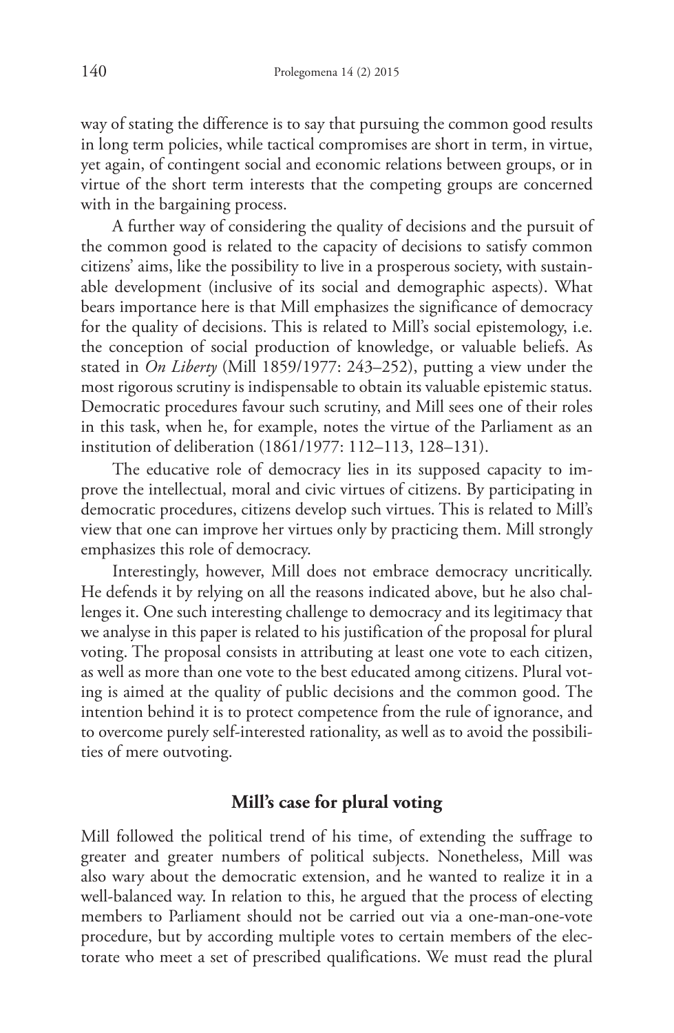way of stating the difference is to say that pursuing the common good results in long term policies, while tactical compromises are short in term, in virtue, yet again, of contingent social and economic relations between groups, or in virtue of the short term interests that the competing groups are concerned with in the bargaining process.

A further way of considering the quality of decisions and the pursuit of the common good is related to the capacity of decisions to satisfy common citizens' aims, like the possibility to live in a prosperous society, with sustainable development (inclusive of its social and demographic aspects). What bears importance here is that Mill emphasizes the significance of democracy for the quality of decisions. This is related to Mill's social epistemology, i.e. the conception of social production of knowledge, or valuable beliefs. As stated in *On Liberty* (Mill 1859/1977: 243–252), putting a view under the most rigorous scrutiny is indispensable to obtain its valuable epistemic status. Democratic procedures favour such scrutiny, and Mill sees one of their roles in this task, when he, for example, notes the virtue of the Parliament as an institution of deliberation (1861/1977: 112–113, 128–131).

The educative role of democracy lies in its supposed capacity to improve the intellectual, moral and civic virtues of citizens. By participating in democratic procedures, citizens develop such virtues. This is related to Mill's view that one can improve her virtues only by practicing them. Mill strongly emphasizes this role of democracy.

Interestingly, however, Mill does not embrace democracy uncritically. He defends it by relying on all the reasons indicated above, but he also challenges it. One such interesting challenge to democracy and its legitimacy that we analyse in this paper is related to his justification of the proposal for plural voting. The proposal consists in attributing at least one vote to each citizen, as well as more than one vote to the best educated among citizens. Plural voting is aimed at the quality of public decisions and the common good. The intention behind it is to protect competence from the rule of ignorance, and to overcome purely self-interested rationality, as well as to avoid the possibilities of mere outvoting.

## Mill's case for plural voting

Mill followed the political trend of his time, of extending the suffrage to greater and greater numbers of political subjects. Nonetheless, Mill was also wary about the democratic extension, and he wanted to realize it in a well-balanced way. In relation to this, he argued that the process of electing members to Parliament should not be carried out via a one-man-one-vote procedure, but by according multiple votes to certain members of the electorate who meet a set of prescribed qualifications. We must read the plural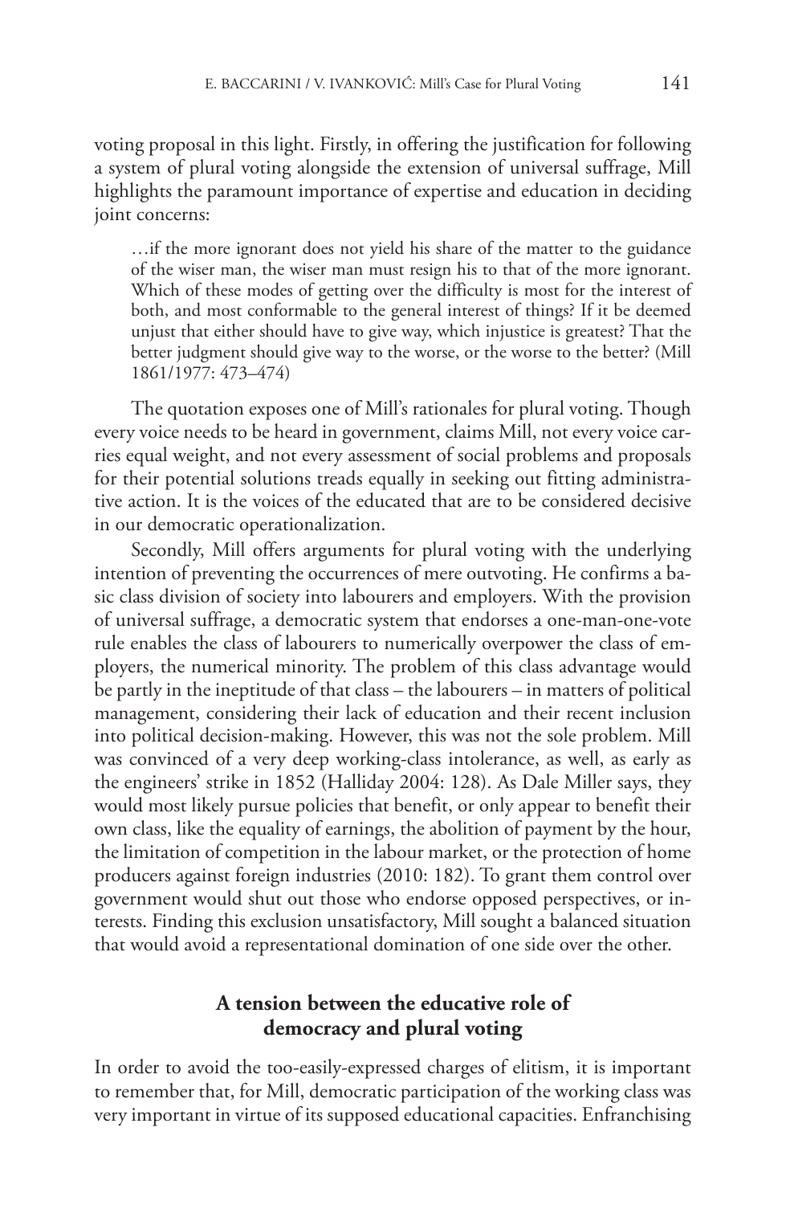voting proposal in this light. Firstly, in offering the justification for following a system of plural voting alongside the extension of universal suffrage, Mill highlights the paramount importance of expertise and education in deciding joint concerns:

> …if the more ignorant does not yield his share of the matter to the guidance of the wiser man, the wiser man must resign his to that of the more ignorant. Which of these modes of getting over the difficulty is most for the interest of both, and most conformable to the general interest of things? If it be deemed unjust that either should have to give way, which injustice is greatest? That the better judgment should give way to the worse, or the worse to the better? (Mill 1861/1977: 473–474)

The quotation exposes one of Mill's rationales for plural voting. Though every voice needs to be heard in government, claims Mill, not every voice carries equal weight, and not every assessment of social problems and proposals for their potential solutions treads equally in seeking out fitting administrative action. It is the voices of the educated that are to be considered decisive in our democratic operationalization.

Secondly, Mill offers arguments for plural voting with the underlying intention of preventing the occurrences of mere outvoting. He confirms a basic class division of society into labourers and employers. With the provision of universal suffrage, a democratic system that endorses a one-man-one-vote rule enables the class of labourers to numerically overpower the class of employers, the numerical minority. The problem of this class advantage would be partly in the ineptitude of that class – the labourers – in matters of political management, considering their lack of education and their recent inclusion into political decision-making. However, this was not the sole problem. Mill was convinced of a very deep working-class intolerance, as well, as early as the engineers' strike in 1852 (Halliday 2004: 128). As Dale Miller says, they would most likely pursue policies that benefit, or only appear to benefit their own class, like the equality of earnings, the abolition of payment by the hour, the limitation of competition in the labour market, or the protection of home producers against foreign industries (2010: 182). To grant them control over government would shut out those who endorse opposed perspectives, or interests. Finding this exclusion unsatisfactory, Mill sought a balanced situation that would avoid a representational domination of one side over the other.

## A tension between the educative role of democracy and plural voting

In order to avoid the too-easily-expressed charges of elitism, it is important to remember that, for Mill, democratic participation of the working class was very important in virtue of its supposed educational capacities. Enfranchising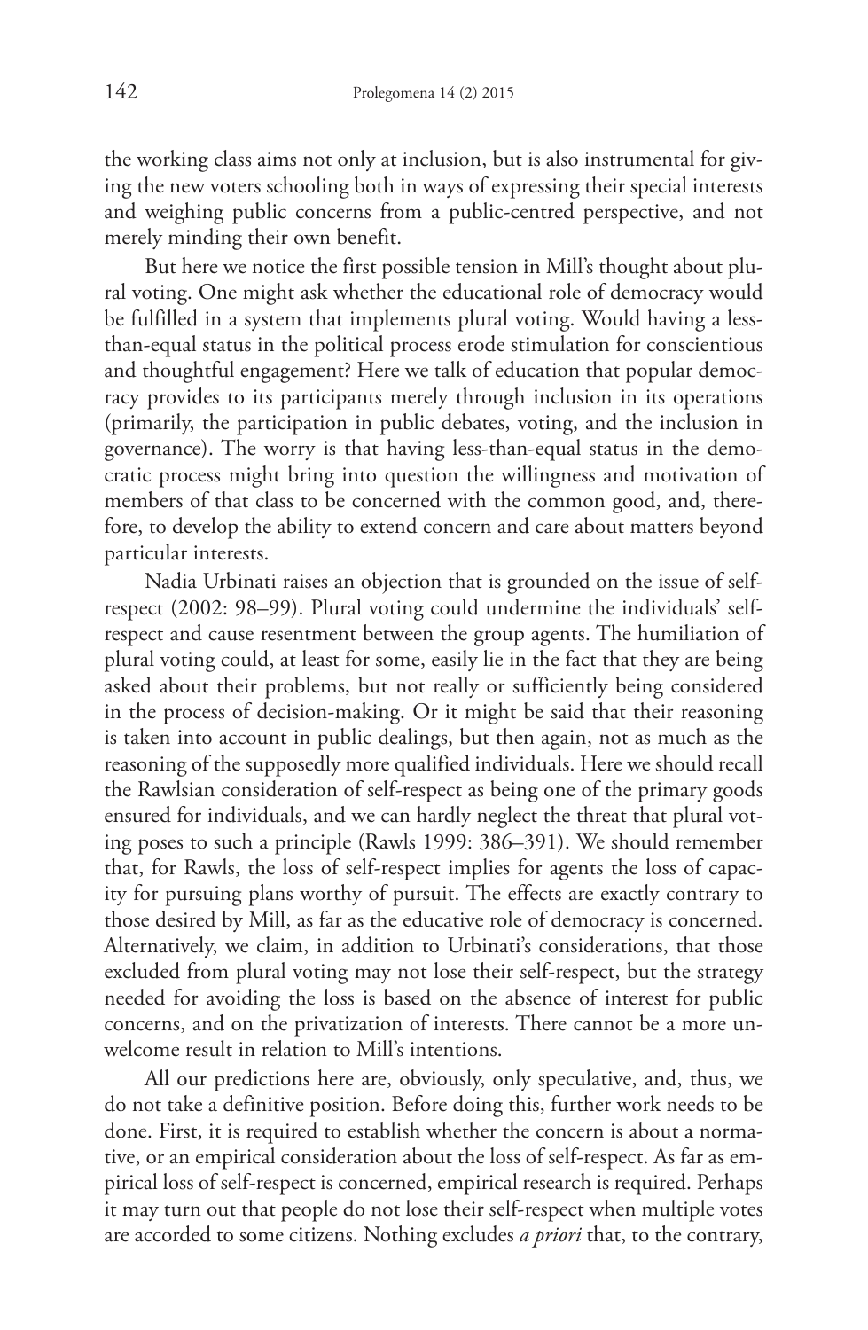the working class aims not only at inclusion, but is also instrumental for giving the new voters schooling both in ways of expressing their special interests and weighing public concerns from a public-centred perspective, and not merely minding their own benefit.

But here we notice the first possible tension in Mill's thought about plural voting. One might ask whether the educational role of democracy would be fulfilled in a system that implements plural voting. Would having a less-than-equal status in the political process erode stimulation for conscientious and thoughtful engagement? Here we talk of education that popular democracy provides to its participants merely through inclusion in its operations (primarily, the participation in public debates, voting, and the inclusion in governance). The worry is that having less-than-equal status in the democratic process might bring into question the willingness and motivation of members of that class to be concerned with the common good, and, therefore, to develop the ability to extend concern and care about matters beyond particular interests.

Nadia Urbinati raises an objection that is grounded on the issue of self-respect (2002: 98–99). Plural voting could undermine the individuals' self-respect and cause resentment between the group agents. The humiliation of plural voting could, at least for some, easily lie in the fact that they are being asked about their problems, but not really or sufficiently being considered in the process of decision-making. Or it might be said that their reasoning is taken into account in public dealings, but then again, not as much as the reasoning of the supposedly more qualified individuals. Here we should recall the Rawlsian consideration of self-respect as being one of the primary goods ensured for individuals, and we can hardly neglect the threat that plural voting poses to such a principle (Rawls 1999: 386–391). We should remember that, for Rawls, the loss of self-respect implies for agents the loss of capacity for pursuing plans worthy of pursuit. The effects are exactly contrary to those desired by Mill, as far as the educative role of democracy is concerned. Alternatively, we claim, in addition to Urbinati's considerations, that those excluded from plural voting may not lose their self-respect, but the strategy needed for avoiding the loss is based on the absence of interest for public concerns, and on the privatization of interests. There cannot be a more unwelcome result in relation to Mill's intentions.

All our predictions here are, obviously, only speculative, and, thus, we do not take a definitive position. Before doing this, further work needs to be done. First, it is required to establish whether the concern is about a normative, or an empirical consideration about the loss of self-respect. As far as empirical loss of self-respect is concerned, empirical research is required. Perhaps it may turn out that people do not lose their self-respect when multiple votes are accorded to some citizens. Nothing excludes *a priori* that, to the contrary,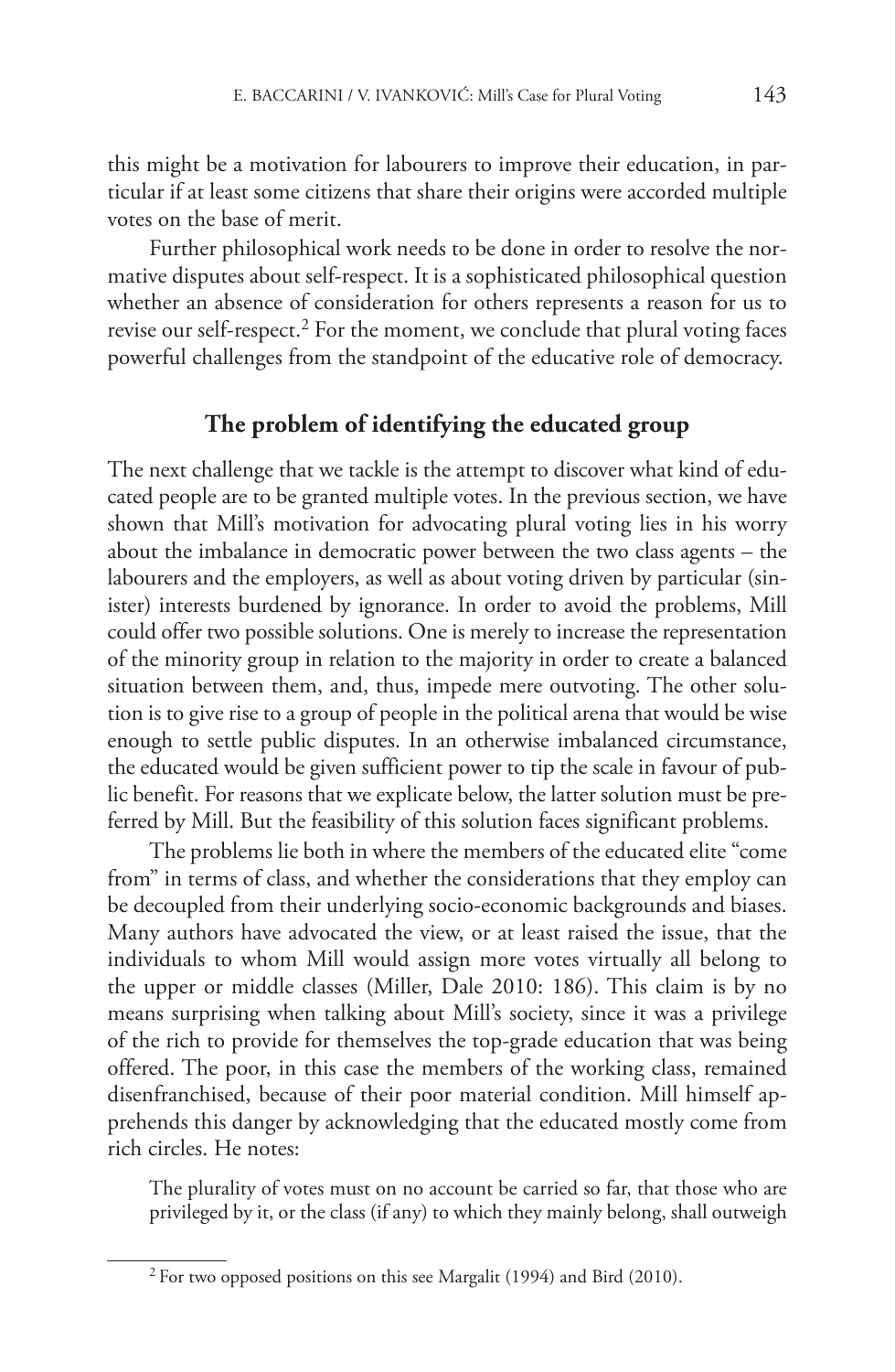this might be a motivation for labourers to improve their education, in particular if at least some citizens that share their origins were accorded multiple votes on the base of merit.

Further philosophical work needs to be done in order to resolve the normative disputes about self-respect. It is a sophisticated philosophical question whether an absence of consideration for others represents a reason for us to revise our self-respect.[2] For the moment, we conclude that plural voting faces powerful challenges from the standpoint of the educative role of democracy.

## The problem of identifying the educated group

The next challenge that we tackle is the attempt to discover what kind of educated people are to be granted multiple votes. In the previous section, we have shown that Mill's motivation for advocating plural voting lies in his worry about the imbalance in democratic power between the two class agents – the labourers and the employers, as well as about voting driven by particular (sinister) interests burdened by ignorance. In order to avoid the problems, Mill could offer two possible solutions. One is merely to increase the representation of the minority group in relation to the majority in order to create a balanced situation between them, and, thus, impede mere outvoting. The other solution is to give rise to a group of people in the political arena that would be wise enough to settle public disputes. In an otherwise imbalanced circumstance, the educated would be given sufficient power to tip the scale in favour of public benefit. For reasons that we explicate below, the latter solution must be preferred by Mill. But the feasibility of this solution faces significant problems.

The problems lie both in where the members of the educated elite "come from" in terms of class, and whether the considerations that they employ can be decoupled from their underlying socio-economic backgrounds and biases. Many authors have advocated the view, or at least raised the issue, that the individuals to whom Mill would assign more votes virtually all belong to the upper or middle classes (Miller, Dale 2010: 186). This claim is by no means surprising when talking about Mill's society, since it was a privilege of the rich to provide for themselves the top-grade education that was being offered. The poor, in this case the members of the working class, remained disenfranchised, because of their poor material condition. Mill himself apprehends this danger by acknowledging that the educated mostly come from rich circles. He notes:

> The plurality of votes must on no account be carried so far, that those who are privileged by it, or the class (if any) to which they mainly belong, shall outweigh

---

[2] For two opposed positions on this see Margalit (1994) and Bird (2010).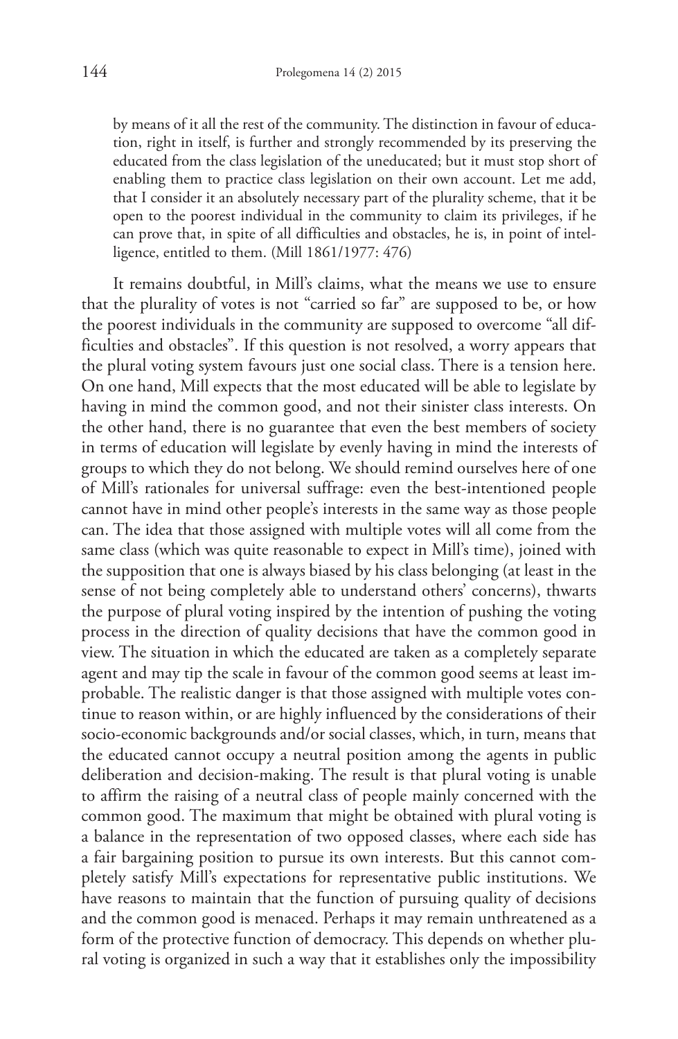> by means of it all the rest of the community. The distinction in favour of education, right in itself, is further and strongly recommended by its preserving the educated from the class legislation of the uneducated; but it must stop short of enabling them to practice class legislation on their own account. Let me add, that I consider it an absolutely necessary part of the plurality scheme, that it be open to the poorest individual in the community to claim its privileges, if he can prove that, in spite of all difficulties and obstacles, he is, in point of intelligence, entitled to them. (Mill 1861/1977: 476)

It remains doubtful, in Mill's claims, what the means we use to ensure that the plurality of votes is not "carried so far" are supposed to be, or how the poorest individuals in the community are supposed to overcome "all difficulties and obstacles". If this question is not resolved, a worry appears that the plural voting system favours just one social class. There is a tension here. On one hand, Mill expects that the most educated will be able to legislate by having in mind the common good, and not their sinister class interests. On the other hand, there is no guarantee that even the best members of society in terms of education will legislate by evenly having in mind the interests of groups to which they do not belong. We should remind ourselves here of one of Mill's rationales for universal suffrage: even the best-intentioned people cannot have in mind other people's interests in the same way as those people can. The idea that those assigned with multiple votes will all come from the same class (which was quite reasonable to expect in Mill's time), joined with the supposition that one is always biased by his class belonging (at least in the sense of not being completely able to understand others' concerns), thwarts the purpose of plural voting inspired by the intention of pushing the voting process in the direction of quality decisions that have the common good in view. The situation in which the educated are taken as a completely separate agent and may tip the scale in favour of the common good seems at least improbable. The realistic danger is that those assigned with multiple votes continue to reason within, or are highly influenced by the considerations of their socio-economic backgrounds and/or social classes, which, in turn, means that the educated cannot occupy a neutral position among the agents in public deliberation and decision-making. The result is that plural voting is unable to affirm the raising of a neutral class of people mainly concerned with the common good. The maximum that might be obtained with plural voting is a balance in the representation of two opposed classes, where each side has a fair bargaining position to pursue its own interests. But this cannot completely satisfy Mill's expectations for representative public institutions. We have reasons to maintain that the function of pursuing quality of decisions and the common good is menaced. Perhaps it may remain unthreatened as a form of the protective function of democracy. This depends on whether plural voting is organized in such a way that it establishes only the impossibility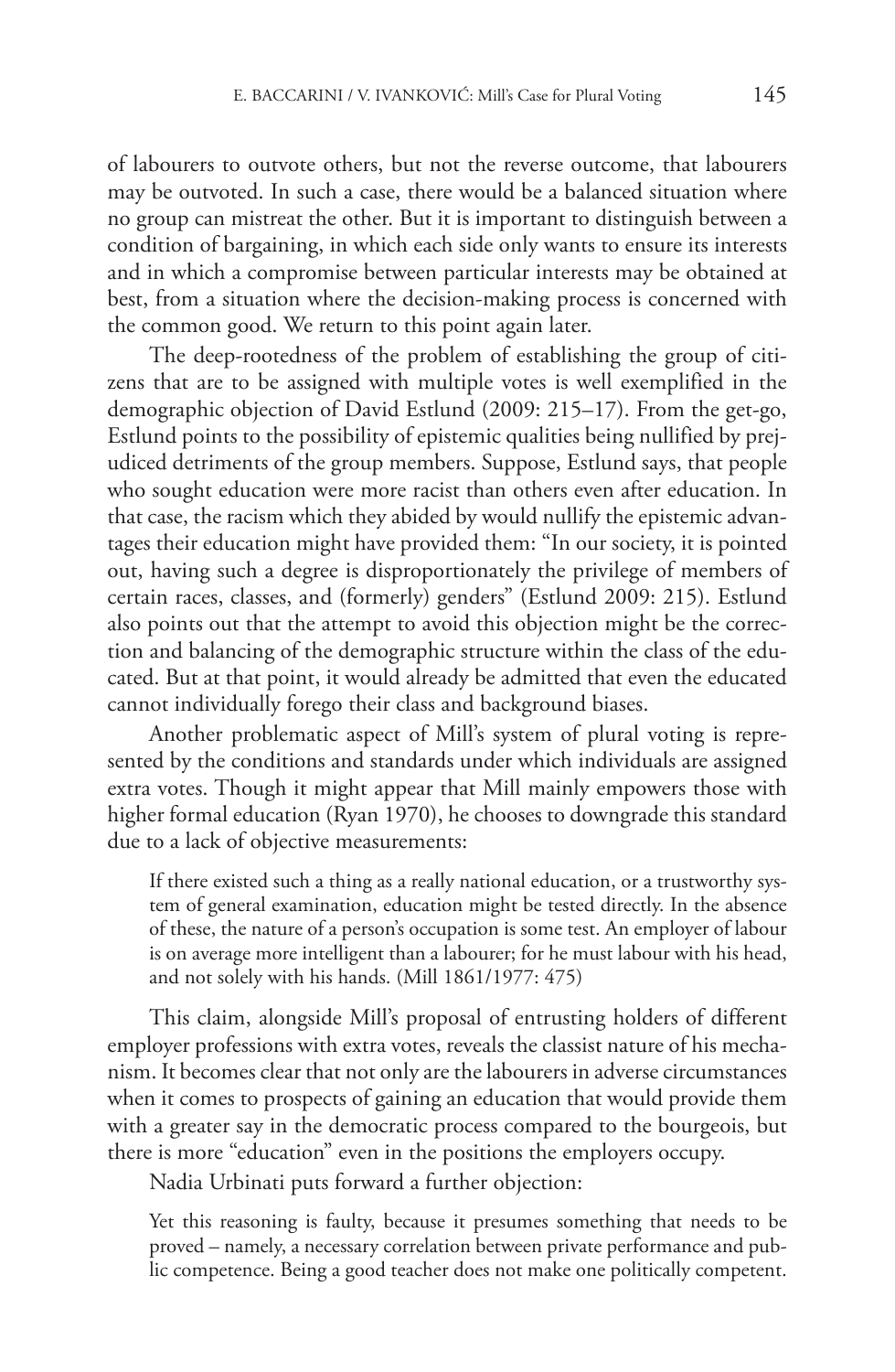of labourers to outvote others, but not the reverse outcome, that labourers may be outvoted. In such a case, there would be a balanced situation where no group can mistreat the other. But it is important to distinguish between a condition of bargaining, in which each side only wants to ensure its interests and in which a compromise between particular interests may be obtained at best, from a situation where the decision-making process is concerned with the common good. We return to this point again later.

The deep-rootedness of the problem of establishing the group of citizens that are to be assigned with multiple votes is well exemplified in the demographic objection of David Estlund (2009: 215–17). From the get-go, Estlund points to the possibility of epistemic qualities being nullified by prejudiced detriments of the group members. Suppose, Estlund says, that people who sought education were more racist than others even after education. In that case, the racism which they abided by would nullify the epistemic advantages their education might have provided them: "In our society, it is pointed out, having such a degree is disproportionately the privilege of members of certain races, classes, and (formerly) genders" (Estlund 2009: 215). Estlund also points out that the attempt to avoid this objection might be the correction and balancing of the demographic structure within the class of the educated. But at that point, it would already be admitted that even the educated cannot individually forego their class and background biases.

Another problematic aspect of Mill's system of plural voting is represented by the conditions and standards under which individuals are assigned extra votes. Though it might appear that Mill mainly empowers those with higher formal education (Ryan 1970), he chooses to downgrade this standard due to a lack of objective measurements:

> If there existed such a thing as a really national education, or a trustworthy system of general examination, education might be tested directly. In the absence of these, the nature of a person's occupation is some test. An employer of labour is on average more intelligent than a labourer; for he must labour with his head, and not solely with his hands. (Mill 1861/1977: 475)

This claim, alongside Mill's proposal of entrusting holders of different employer professions with extra votes, reveals the classist nature of his mechanism. It becomes clear that not only are the labourers in adverse circumstances when it comes to prospects of gaining an education that would provide them with a greater say in the democratic process compared to the bourgeois, but there is more "education" even in the positions the employers occupy.

Nadia Urbinati puts forward a further objection:

> Yet this reasoning is faulty, because it presumes something that needs to be proved – namely, a necessary correlation between private performance and public competence. Being a good teacher does not make one politically competent.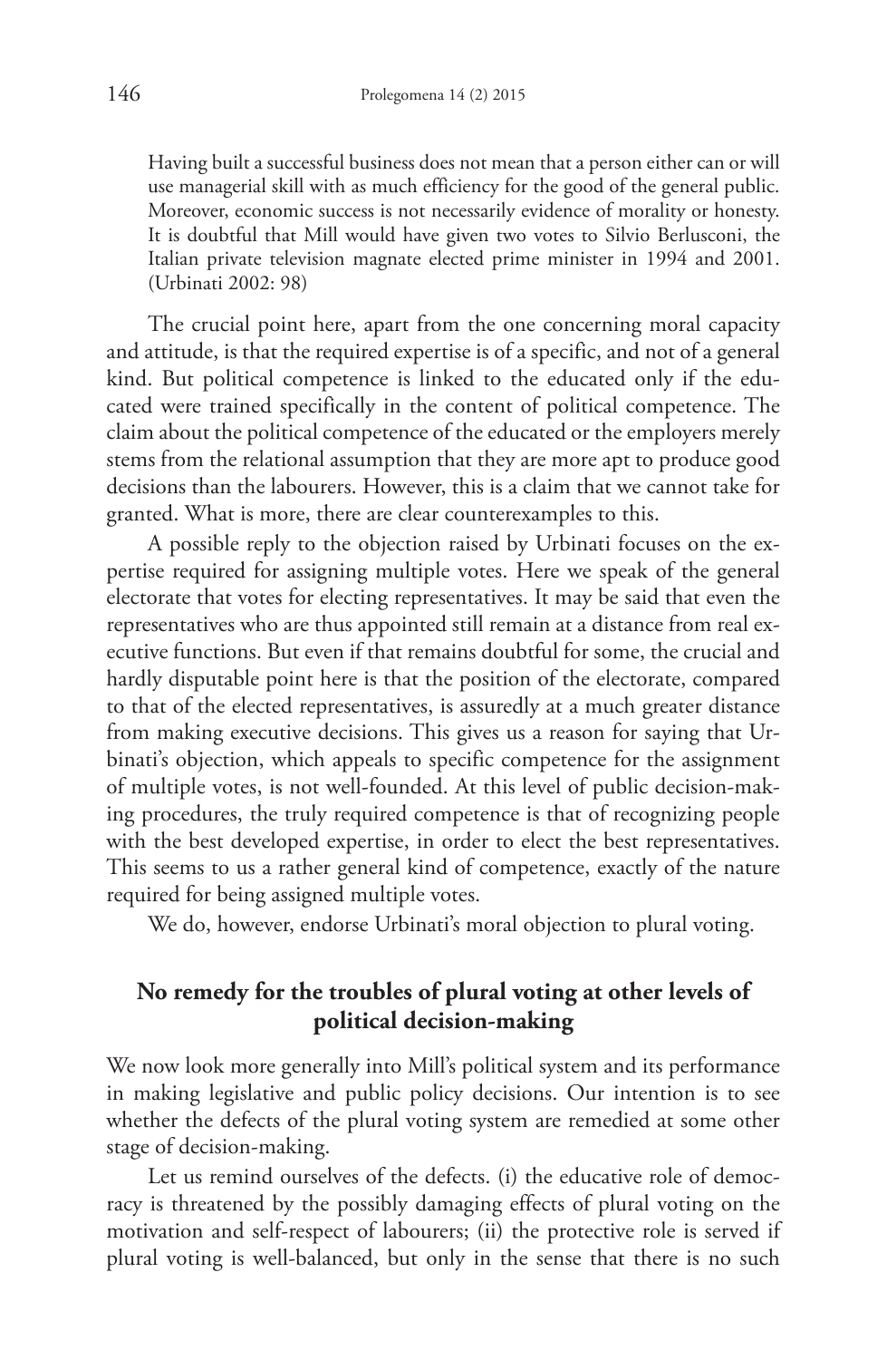> Having built a successful business does not mean that a person either can or will use managerial skill with as much efficiency for the good of the general public. Moreover, economic success is not necessarily evidence of morality or honesty. It is doubtful that Mill would have given two votes to Silvio Berlusconi, the Italian private television magnate elected prime minister in 1994 and 2001. (Urbinati 2002: 98)

The crucial point here, apart from the one concerning moral capacity and attitude, is that the required expertise is of a specific, and not of a general kind. But political competence is linked to the educated only if the educated were trained specifically in the content of political competence. The claim about the political competence of the educated or the employers merely stems from the relational assumption that they are more apt to produce good decisions than the labourers. However, this is a claim that we cannot take for granted. What is more, there are clear counterexamples to this.

A possible reply to the objection raised by Urbinati focuses on the expertise required for assigning multiple votes. Here we speak of the general electorate that votes for electing representatives. It may be said that even the representatives who are thus appointed still remain at a distance from real executive functions. But even if that remains doubtful for some, the crucial and hardly disputable point here is that the position of the electorate, compared to that of the elected representatives, is assuredly at a much greater distance from making executive decisions. This gives us a reason for saying that Urbinati's objection, which appeals to specific competence for the assignment of multiple votes, is not well-founded. At this level of public decision-making procedures, the truly required competence is that of recognizing people with the best developed expertise, in order to elect the best representatives. This seems to us a rather general kind of competence, exactly of the nature required for being assigned multiple votes.

We do, however, endorse Urbinati's moral objection to plural voting.

## No remedy for the troubles of plural voting at other levels of political decision-making

We now look more generally into Mill's political system and its performance in making legislative and public policy decisions. Our intention is to see whether the defects of the plural voting system are remedied at some other stage of decision-making.

Let us remind ourselves of the defects. (i) the educative role of democracy is threatened by the possibly damaging effects of plural voting on the motivation and self-respect of labourers; (ii) the protective role is served if plural voting is well-balanced, but only in the sense that there is no such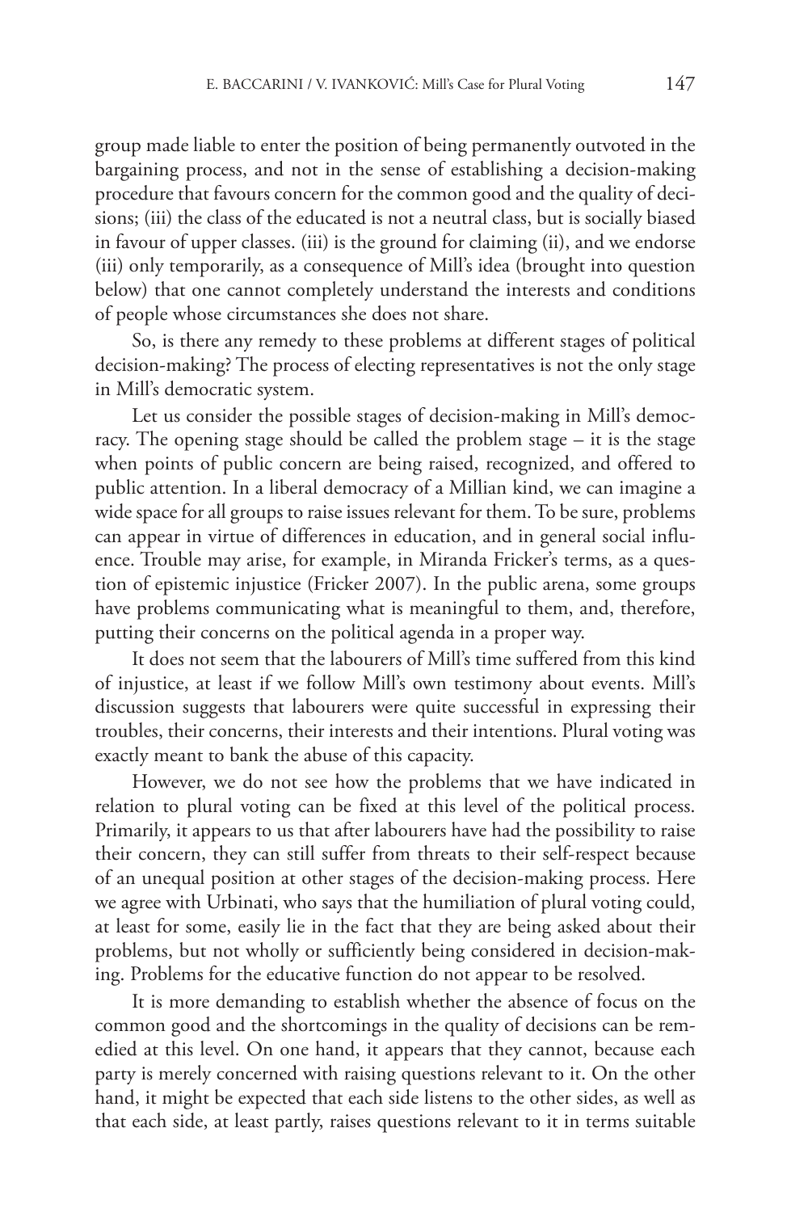group made liable to enter the position of being permanently outvoted in the bargaining process, and not in the sense of establishing a decision-making procedure that favours concern for the common good and the quality of decisions; (iii) the class of the educated is not a neutral class, but is socially biased in favour of upper classes. (iii) is the ground for claiming (ii), and we endorse (iii) only temporarily, as a consequence of Mill's idea (brought into question below) that one cannot completely understand the interests and conditions of people whose circumstances she does not share.

So, is there any remedy to these problems at different stages of political decision-making? The process of electing representatives is not the only stage in Mill's democratic system.

Let us consider the possible stages of decision-making in Mill's democracy. The opening stage should be called the problem stage – it is the stage when points of public concern are being raised, recognized, and offered to public attention. In a liberal democracy of a Millian kind, we can imagine a wide space for all groups to raise issues relevant for them. To be sure, problems can appear in virtue of differences in education, and in general social influence. Trouble may arise, for example, in Miranda Fricker's terms, as a question of epistemic injustice (Fricker 2007). In the public arena, some groups have problems communicating what is meaningful to them, and, therefore, putting their concerns on the political agenda in a proper way.

It does not seem that the labourers of Mill's time suffered from this kind of injustice, at least if we follow Mill's own testimony about events. Mill's discussion suggests that labourers were quite successful in expressing their troubles, their concerns, their interests and their intentions. Plural voting was exactly meant to bank the abuse of this capacity.

However, we do not see how the problems that we have indicated in relation to plural voting can be fixed at this level of the political process. Primarily, it appears to us that after labourers have had the possibility to raise their concern, they can still suffer from threats to their self-respect because of an unequal position at other stages of the decision-making process. Here we agree with Urbinati, who says that the humiliation of plural voting could, at least for some, easily lie in the fact that they are being asked about their problems, but not wholly or sufficiently being considered in decision-making. Problems for the educative function do not appear to be resolved.

It is more demanding to establish whether the absence of focus on the common good and the shortcomings in the quality of decisions can be remedied at this level. On one hand, it appears that they cannot, because each party is merely concerned with raising questions relevant to it. On the other hand, it might be expected that each side listens to the other sides, as well as that each side, at least partly, raises questions relevant to it in terms suitable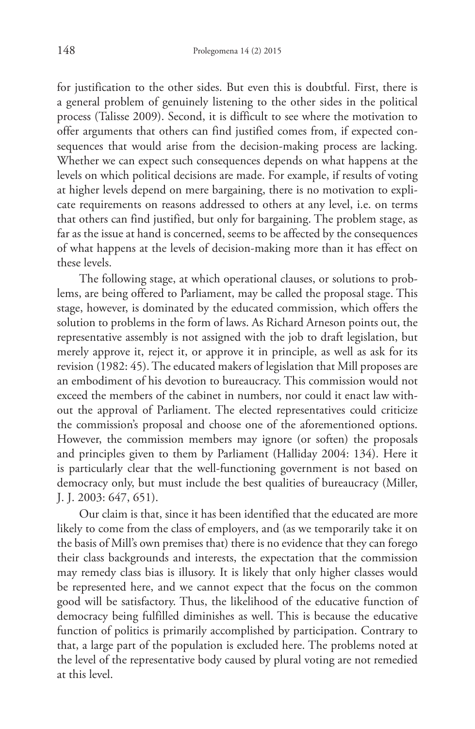for justification to the other sides. But even this is doubtful. First, there is a general problem of genuinely listening to the other sides in the political process (Talisse 2009). Second, it is difficult to see where the motivation to offer arguments that others can find justified comes from, if expected consequences that would arise from the decision-making process are lacking. Whether we can expect such consequences depends on what happens at the levels on which political decisions are made. For example, if results of voting at higher levels depend on mere bargaining, there is no motivation to explicate requirements on reasons addressed to others at any level, i.e. on terms that others can find justified, but only for bargaining. The problem stage, as far as the issue at hand is concerned, seems to be affected by the consequences of what happens at the levels of decision-making more than it has effect on these levels.

The following stage, at which operational clauses, or solutions to problems, are being offered to Parliament, may be called the proposal stage. This stage, however, is dominated by the educated commission, which offers the solution to problems in the form of laws. As Richard Arneson points out, the representative assembly is not assigned with the job to draft legislation, but merely approve it, reject it, or approve it in principle, as well as ask for its revision (1982: 45). The educated makers of legislation that Mill proposes are an embodiment of his devotion to bureaucracy. This commission would not exceed the members of the cabinet in numbers, nor could it enact law without the approval of Parliament. The elected representatives could criticize the commission's proposal and choose one of the aforementioned options. However, the commission members may ignore (or soften) the proposals and principles given to them by Parliament (Halliday 2004: 134). Here it is particularly clear that the well-functioning government is not based on democracy only, but must include the best qualities of bureaucracy (Miller, J. J. 2003: 647, 651).

Our claim is that, since it has been identified that the educated are more likely to come from the class of employers, and (as we temporarily take it on the basis of Mill's own premises that) there is no evidence that they can forego their class backgrounds and interests, the expectation that the commission may remedy class bias is illusory. It is likely that only higher classes would be represented here, and we cannot expect that the focus on the common good will be satisfactory. Thus, the likelihood of the educative function of democracy being fulfilled diminishes as well. This is because the educative function of politics is primarily accomplished by participation. Contrary to that, a large part of the population is excluded here. The problems noted at the level of the representative body caused by plural voting are not remedied at this level.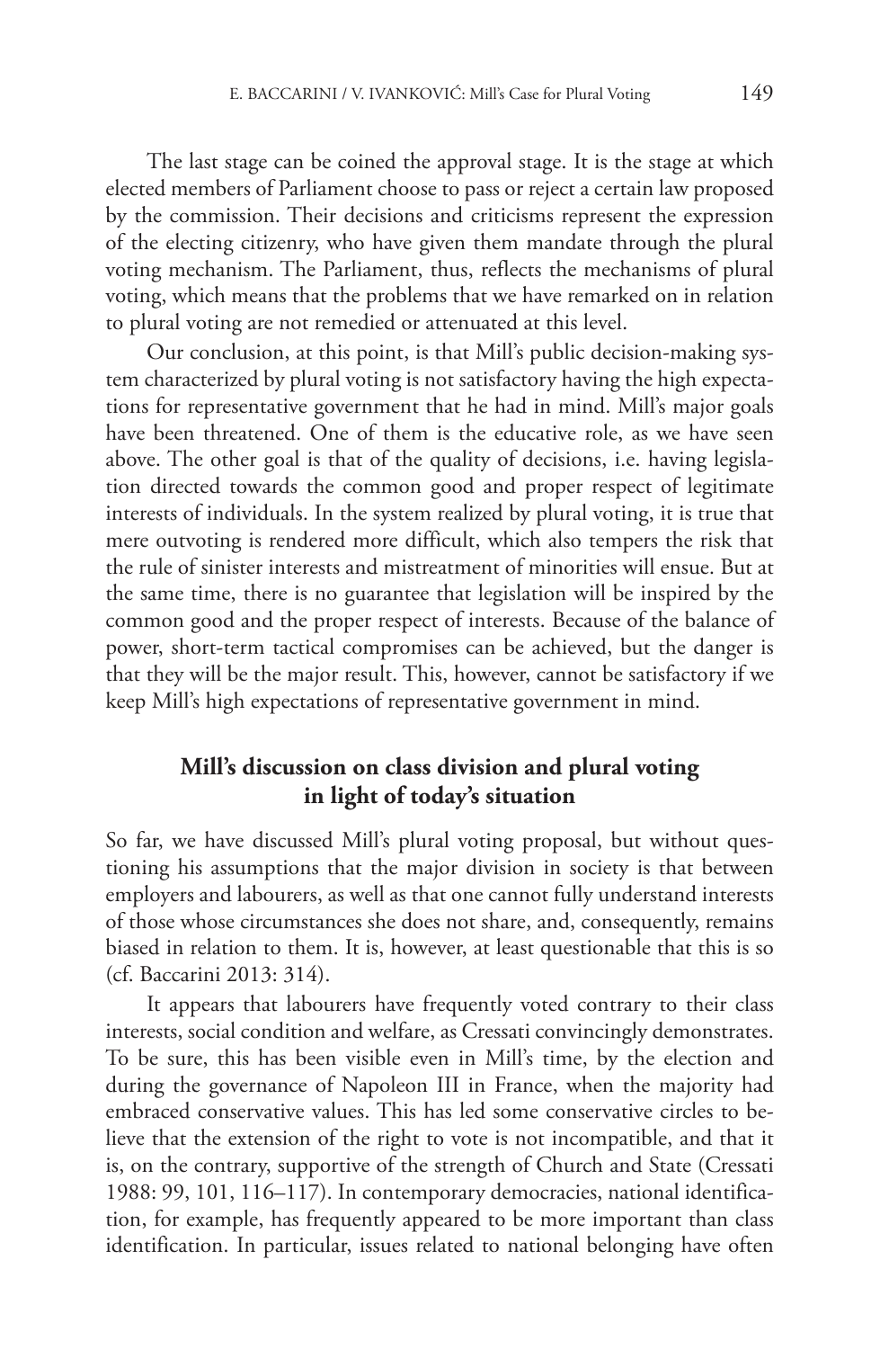The last stage can be coined the approval stage. It is the stage at which elected members of Parliament choose to pass or reject a certain law proposed by the commission. Their decisions and criticisms represent the expression of the electing citizenry, who have given them mandate through the plural voting mechanism. The Parliament, thus, reflects the mechanisms of plural voting, which means that the problems that we have remarked on in relation to plural voting are not remedied or attenuated at this level.

Our conclusion, at this point, is that Mill's public decision-making system characterized by plural voting is not satisfactory having the high expectations for representative government that he had in mind. Mill's major goals have been threatened. One of them is the educative role, as we have seen above. The other goal is that of the quality of decisions, i.e. having legislation directed towards the common good and proper respect of legitimate interests of individuals. In the system realized by plural voting, it is true that mere outvoting is rendered more difficult, which also tempers the risk that the rule of sinister interests and mistreatment of minorities will ensue. But at the same time, there is no guarantee that legislation will be inspired by the common good and the proper respect of interests. Because of the balance of power, short-term tactical compromises can be achieved, but the danger is that they will be the major result. This, however, cannot be satisfactory if we keep Mill's high expectations of representative government in mind.

## Mill's discussion on class division and plural voting in light of today's situation

So far, we have discussed Mill's plural voting proposal, but without questioning his assumptions that the major division in society is that between employers and labourers, as well as that one cannot fully understand interests of those whose circumstances she does not share, and, consequently, remains biased in relation to them. It is, however, at least questionable that this is so (cf. Baccarini 2013: 314).

It appears that labourers have frequently voted contrary to their class interests, social condition and welfare, as Cressati convincingly demonstrates. To be sure, this has been visible even in Mill's time, by the election and during the governance of Napoleon III in France, when the majority had embraced conservative values. This has led some conservative circles to believe that the extension of the right to vote is not incompatible, and that it is, on the contrary, supportive of the strength of Church and State (Cressati 1988: 99, 101, 116–117). In contemporary democracies, national identification, for example, has frequently appeared to be more important than class identification. In particular, issues related to national belonging have often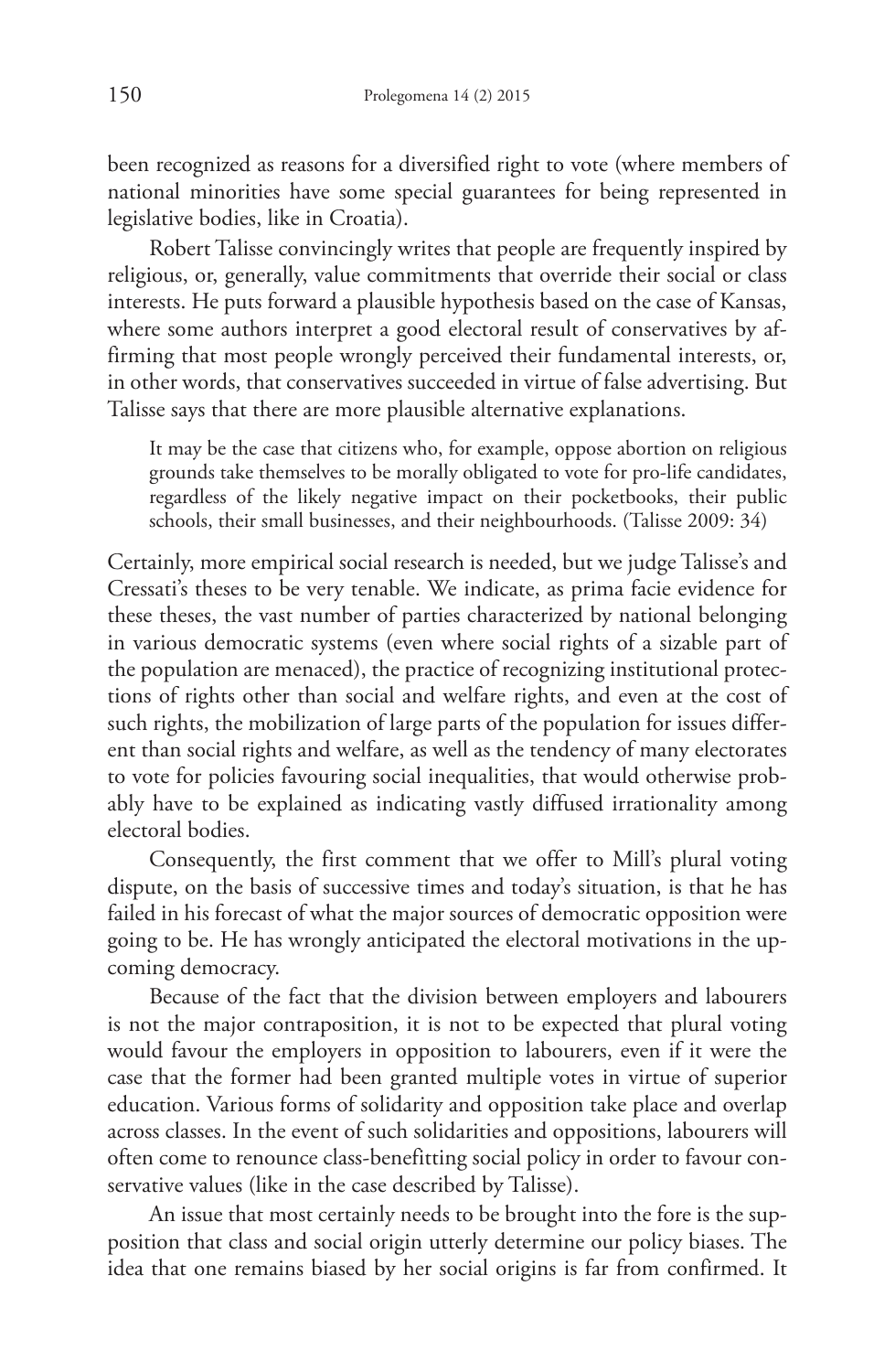been recognized as reasons for a diversified right to vote (where members of national minorities have some special guarantees for being represented in legislative bodies, like in Croatia).

Robert Talisse convincingly writes that people are frequently inspired by religious, or, generally, value commitments that override their social or class interests. He puts forward a plausible hypothesis based on the case of Kansas, where some authors interpret a good electoral result of conservatives by affirming that most people wrongly perceived their fundamental interests, or, in other words, that conservatives succeeded in virtue of false advertising. But Talisse says that there are more plausible alternative explanations.

> It may be the case that citizens who, for example, oppose abortion on religious grounds take themselves to be morally obligated to vote for pro-life candidates, regardless of the likely negative impact on their pocketbooks, their public schools, their small businesses, and their neighbourhoods. (Talisse 2009: 34)

Certainly, more empirical social research is needed, but we judge Talisse's and Cressati's theses to be very tenable. We indicate, as prima facie evidence for these theses, the vast number of parties characterized by national belonging in various democratic systems (even where social rights of a sizable part of the population are menaced), the practice of recognizing institutional protections of rights other than social and welfare rights, and even at the cost of such rights, the mobilization of large parts of the population for issues different than social rights and welfare, as well as the tendency of many electorates to vote for policies favouring social inequalities, that would otherwise probably have to be explained as indicating vastly diffused irrationality among electoral bodies.

Consequently, the first comment that we offer to Mill's plural voting dispute, on the basis of successive times and today's situation, is that he has failed in his forecast of what the major sources of democratic opposition were going to be. He has wrongly anticipated the electoral motivations in the upcoming democracy.

Because of the fact that the division between employers and labourers is not the major contraposition, it is not to be expected that plural voting would favour the employers in opposition to labourers, even if it were the case that the former had been granted multiple votes in virtue of superior education. Various forms of solidarity and opposition take place and overlap across classes. In the event of such solidarities and oppositions, labourers will often come to renounce class-benefitting social policy in order to favour conservative values (like in the case described by Talisse).

An issue that most certainly needs to be brought into the fore is the supposition that class and social origin utterly determine our policy biases. The idea that one remains biased by her social origins is far from confirmed. It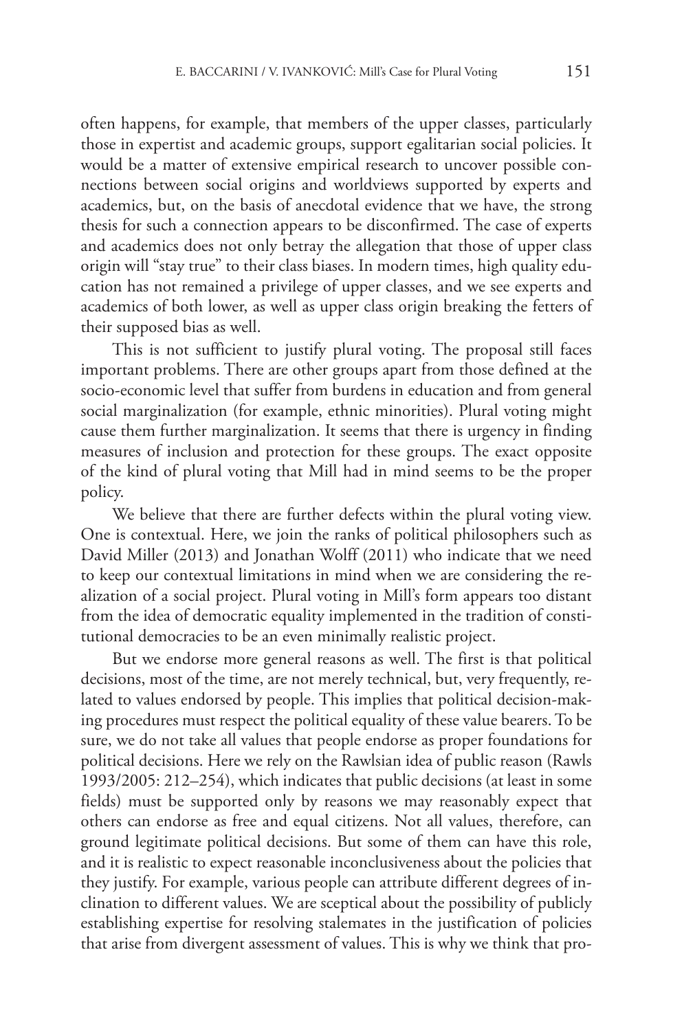often happens, for example, that members of the upper classes, particularly those in expertist and academic groups, support egalitarian social policies. It would be a matter of extensive empirical research to uncover possible connections between social origins and worldviews supported by experts and academics, but, on the basis of anecdotal evidence that we have, the strong thesis for such a connection appears to be disconfirmed. The case of experts and academics does not only betray the allegation that those of upper class origin will "stay true" to their class biases. In modern times, high quality education has not remained a privilege of upper classes, and we see experts and academics of both lower, as well as upper class origin breaking the fetters of their supposed bias as well.

This is not sufficient to justify plural voting. The proposal still faces important problems. There are other groups apart from those defined at the socio-economic level that suffer from burdens in education and from general social marginalization (for example, ethnic minorities). Plural voting might cause them further marginalization. It seems that there is urgency in finding measures of inclusion and protection for these groups. The exact opposite of the kind of plural voting that Mill had in mind seems to be the proper policy.

We believe that there are further defects within the plural voting view. One is contextual. Here, we join the ranks of political philosophers such as David Miller (2013) and Jonathan Wolff (2011) who indicate that we need to keep our contextual limitations in mind when we are considering the realization of a social project. Plural voting in Mill's form appears too distant from the idea of democratic equality implemented in the tradition of constitutional democracies to be an even minimally realistic project.

But we endorse more general reasons as well. The first is that political decisions, most of the time, are not merely technical, but, very frequently, related to values endorsed by people. This implies that political decision-making procedures must respect the political equality of these value bearers. To be sure, we do not take all values that people endorse as proper foundations for political decisions. Here we rely on the Rawlsian idea of public reason (Rawls 1993/2005: 212–254), which indicates that public decisions (at least in some fields) must be supported only by reasons we may reasonably expect that others can endorse as free and equal citizens. Not all values, therefore, can ground legitimate political decisions. But some of them can have this role, and it is realistic to expect reasonable inconclusiveness about the policies that they justify. For example, various people can attribute different degrees of inclination to different values. We are sceptical about the possibility of publicly establishing expertise for resolving stalemates in the justification of policies that arise from divergent assessment of values. This is why we think that pro-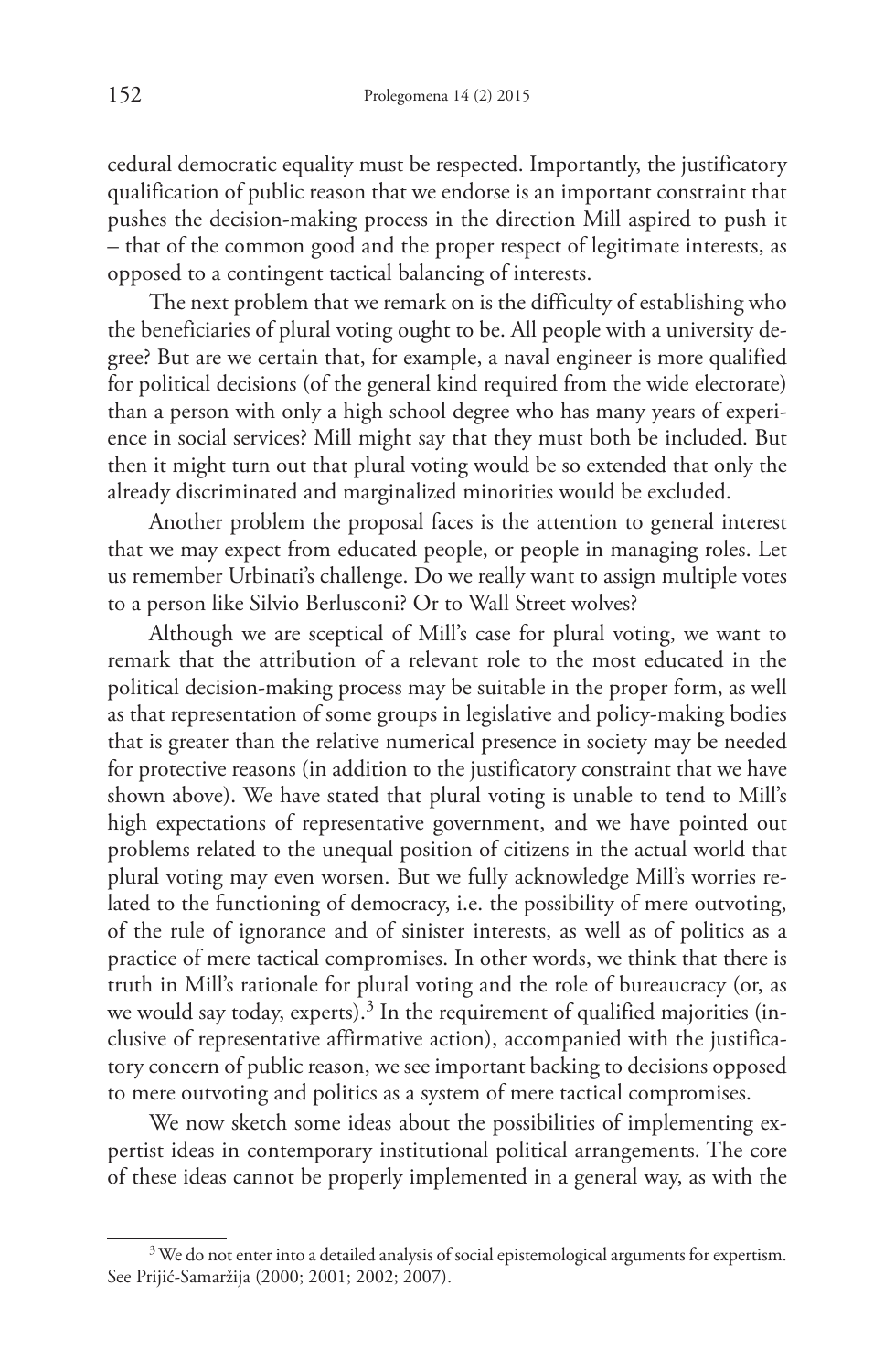cedural democratic equality must be respected. Importantly, the justificatory qualification of public reason that we endorse is an important constraint that pushes the decision-making process in the direction Mill aspired to push it – that of the common good and the proper respect of legitimate interests, as opposed to a contingent tactical balancing of interests.

The next problem that we remark on is the difficulty of establishing who the beneficiaries of plural voting ought to be. All people with a university degree? But are we certain that, for example, a naval engineer is more qualified for political decisions (of the general kind required from the wide electorate) than a person with only a high school degree who has many years of experience in social services? Mill might say that they must both be included. But then it might turn out that plural voting would be so extended that only the already discriminated and marginalized minorities would be excluded.

Another problem the proposal faces is the attention to general interest that we may expect from educated people, or people in managing roles. Let us remember Urbinati's challenge. Do we really want to assign multiple votes to a person like Silvio Berlusconi? Or to Wall Street wolves?

Although we are sceptical of Mill's case for plural voting, we want to remark that the attribution of a relevant role to the most educated in the political decision-making process may be suitable in the proper form, as well as that representation of some groups in legislative and policy-making bodies that is greater than the relative numerical presence in society may be needed for protective reasons (in addition to the justificatory constraint that we have shown above). We have stated that plural voting is unable to tend to Mill's high expectations of representative government, and we have pointed out problems related to the unequal position of citizens in the actual world that plural voting may even worsen. But we fully acknowledge Mill's worries related to the functioning of democracy, i.e. the possibility of mere outvoting, of the rule of ignorance and of sinister interests, as well as of politics as a practice of mere tactical compromises. In other words, we think that there is truth in Mill's rationale for plural voting and the role of bureaucracy (or, as we would say today, experts).[3] In the requirement of qualified majorities (inclusive of representative affirmative action), accompanied with the justificatory concern of public reason, we see important backing to decisions opposed to mere outvoting and politics as a system of mere tactical compromises.

We now sketch some ideas about the possibilities of implementing expertist ideas in contemporary institutional political arrangements. The core of these ideas cannot be properly implemented in a general way, as with the

---

[3] We do not enter into a detailed analysis of social epistemological arguments for expertism. See Prijić-Samaržija (2000; 2001; 2002; 2007).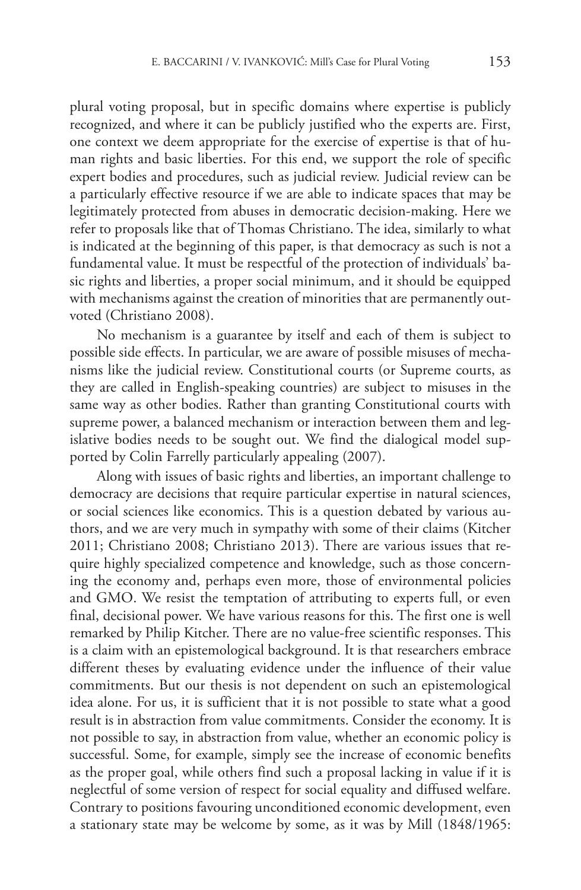plural voting proposal, but in specific domains where expertise is publicly recognized, and where it can be publicly justified who the experts are. First, one context we deem appropriate for the exercise of expertise is that of human rights and basic liberties. For this end, we support the role of specific expert bodies and procedures, such as judicial review. Judicial review can be a particularly effective resource if we are able to indicate spaces that may be legitimately protected from abuses in democratic decision-making. Here we refer to proposals like that of Thomas Christiano. The idea, similarly to what is indicated at the beginning of this paper, is that democracy as such is not a fundamental value. It must be respectful of the protection of individuals' basic rights and liberties, a proper social minimum, and it should be equipped with mechanisms against the creation of minorities that are permanently outvoted (Christiano 2008).

No mechanism is a guarantee by itself and each of them is subject to possible side effects. In particular, we are aware of possible misuses of mechanisms like the judicial review. Constitutional courts (or Supreme courts, as they are called in English-speaking countries) are subject to misuses in the same way as other bodies. Rather than granting Constitutional courts with supreme power, a balanced mechanism or interaction between them and legislative bodies needs to be sought out. We find the dialogical model supported by Colin Farrelly particularly appealing (2007).

Along with issues of basic rights and liberties, an important challenge to democracy are decisions that require particular expertise in natural sciences, or social sciences like economics. This is a question debated by various authors, and we are very much in sympathy with some of their claims (Kitcher 2011; Christiano 2008; Christiano 2013). There are various issues that require highly specialized competence and knowledge, such as those concerning the economy and, perhaps even more, those of environmental policies and GMO. We resist the temptation of attributing to experts full, or even final, decisional power. We have various reasons for this. The first one is well remarked by Philip Kitcher. There are no value-free scientific responses. This is a claim with an epistemological background. It is that researchers embrace different theses by evaluating evidence under the influence of their value commitments. But our thesis is not dependent on such an epistemological idea alone. For us, it is sufficient that it is not possible to state what a good result is in abstraction from value commitments. Consider the economy. It is not possible to say, in abstraction from value, whether an economic policy is successful. Some, for example, simply see the increase of economic benefits as the proper goal, while others find such a proposal lacking in value if it is neglectful of some version of respect for social equality and diffused welfare. Contrary to positions favouring unconditioned economic development, even a stationary state may be welcome by some, as it was by Mill (1848/1965: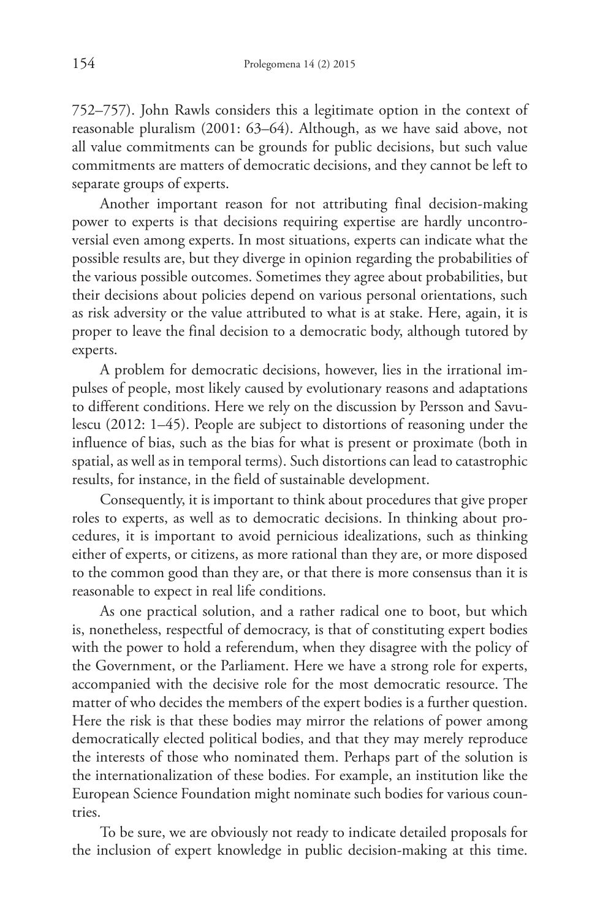752–757). John Rawls considers this a legitimate option in the context of reasonable pluralism (2001: 63–64). Although, as we have said above, not all value commitments can be grounds for public decisions, but such value commitments are matters of democratic decisions, and they cannot be left to separate groups of experts.

Another important reason for not attributing final decision-making power to experts is that decisions requiring expertise are hardly uncontroversial even among experts. In most situations, experts can indicate what the possible results are, but they diverge in opinion regarding the probabilities of the various possible outcomes. Sometimes they agree about probabilities, but their decisions about policies depend on various personal orientations, such as risk adversity or the value attributed to what is at stake. Here, again, it is proper to leave the final decision to a democratic body, although tutored by experts.

A problem for democratic decisions, however, lies in the irrational impulses of people, most likely caused by evolutionary reasons and adaptations to different conditions. Here we rely on the discussion by Persson and Savulescu (2012: 1–45). People are subject to distortions of reasoning under the influence of bias, such as the bias for what is present or proximate (both in spatial, as well as in temporal terms). Such distortions can lead to catastrophic results, for instance, in the field of sustainable development.

Consequently, it is important to think about procedures that give proper roles to experts, as well as to democratic decisions. In thinking about procedures, it is important to avoid pernicious idealizations, such as thinking either of experts, or citizens, as more rational than they are, or more disposed to the common good than they are, or that there is more consensus than it is reasonable to expect in real life conditions.

As one practical solution, and a rather radical one to boot, but which is, nonetheless, respectful of democracy, is that of constituting expert bodies with the power to hold a referendum, when they disagree with the policy of the Government, or the Parliament. Here we have a strong role for experts, accompanied with the decisive role for the most democratic resource. The matter of who decides the members of the expert bodies is a further question. Here the risk is that these bodies may mirror the relations of power among democratically elected political bodies, and that they may merely reproduce the interests of those who nominated them. Perhaps part of the solution is the internationalization of these bodies. For example, an institution like the European Science Foundation might nominate such bodies for various countries.

To be sure, we are obviously not ready to indicate detailed proposals for the inclusion of expert knowledge in public decision-making at this time.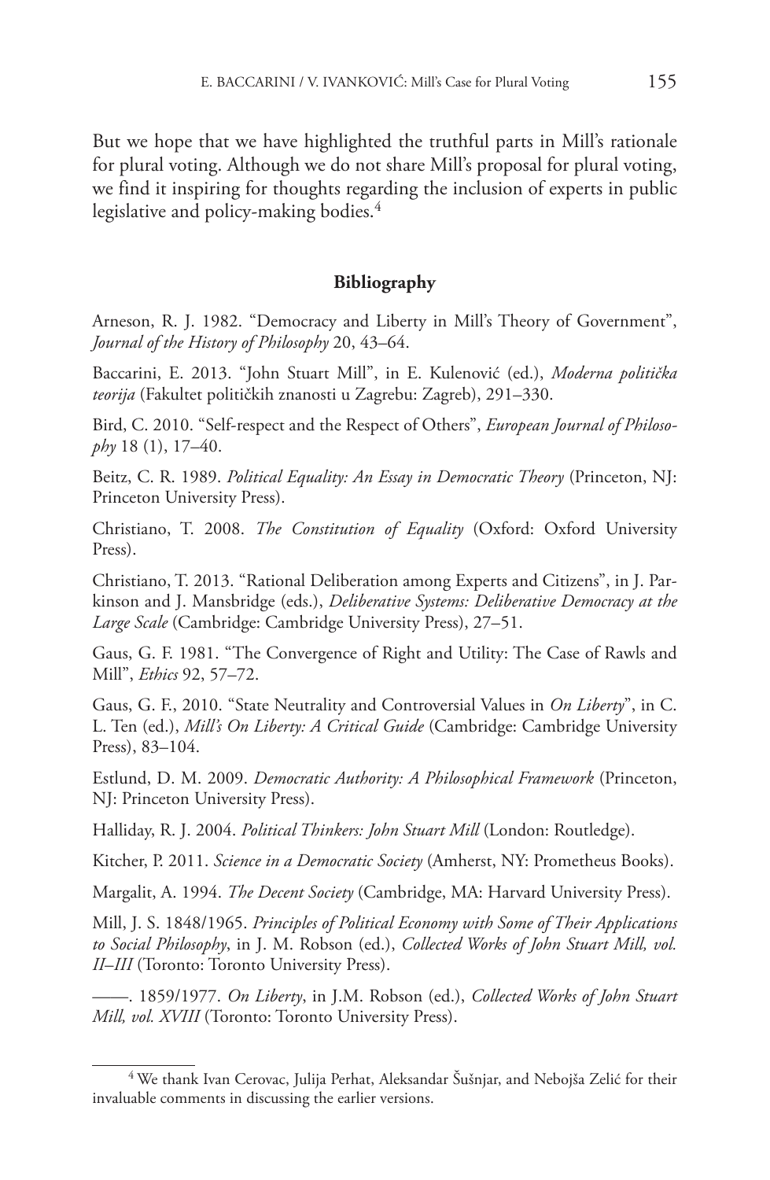But we hope that we have highlighted the truthful parts in Mill's rationale for plural voting. Although we do not share Mill's proposal for plural voting, we find it inspiring for thoughts regarding the inclusion of experts in public legislative and policy-making bodies.[4]

## Bibliography

Arneson, R. J. 1982. "Democracy and Liberty in Mill's Theory of Government", *Journal of the History of Philosophy* 20, 43–64.

Baccarini, E. 2013. "John Stuart Mill", in E. Kulenović (ed.), *Moderna politička teorija* (Fakultet političkih znanosti u Zagrebu: Zagreb), 291–330.

Bird, C. 2010. "Self-respect and the Respect of Others", *European Journal of Philosophy* 18 (1), 17–40.

Beitz, C. R. 1989. *Political Equality: An Essay in Democratic Theory* (Princeton, NJ: Princeton University Press).

Christiano, T. 2008. *The Constitution of Equality* (Oxford: Oxford University Press).

Christiano, T. 2013. "Rational Deliberation among Experts and Citizens", in J. Parkinson and J. Mansbridge (eds.), *Deliberative Systems: Deliberative Democracy at the Large Scale* (Cambridge: Cambridge University Press), 27–51.

Gaus, G. F. 1981. "The Convergence of Right and Utility: The Case of Rawls and Mill", *Ethics* 92, 57–72.

Gaus, G. F., 2010. "State Neutrality and Controversial Values in *On Liberty*", in C. L. Ten (ed.), *Mill's On Liberty: A Critical Guide* (Cambridge: Cambridge University Press), 83–104.

Estlund, D. M. 2009. *Democratic Authority: A Philosophical Framework* (Princeton, NJ: Princeton University Press).

Halliday, R. J. 2004. *Political Thinkers: John Stuart Mill* (London: Routledge).

Kitcher, P. 2011. *Science in a Democratic Society* (Amherst, NY: Prometheus Books).

Margalit, A. 1994. *The Decent Society* (Cambridge, MA: Harvard University Press).

Mill, J. S. 1848/1965. *Principles of Political Economy with Some of Their Applications to Social Philosophy*, in J. M. Robson (ed.), *Collected Works of John Stuart Mill, vol. II–III* (Toronto: Toronto University Press).

——. 1859/1977. *On Liberty*, in J.M. Robson (ed.), *Collected Works of John Stuart Mill, vol. XVIII* (Toronto: Toronto University Press).

[4] We thank Ivan Cerovac, Julija Perhat, Aleksandar Šušnjar, and Nebojša Zelić for their invaluable comments in discussing the earlier versions.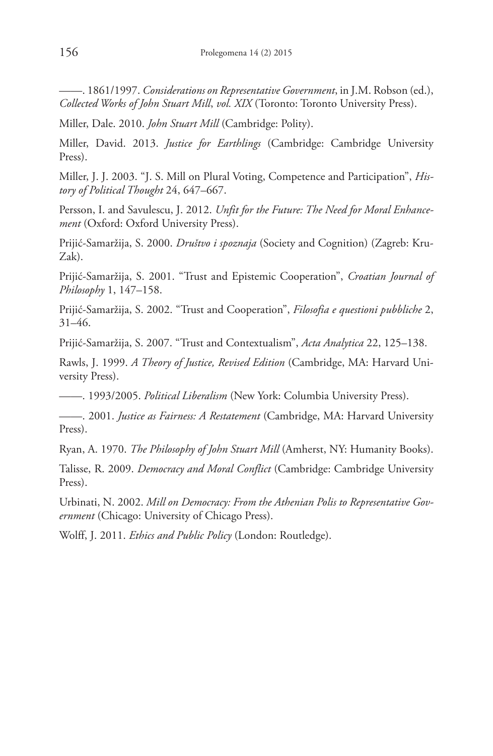——. 1861/1997. *Considerations on Representative Government*, in J.M. Robson (ed.), *Collected Works of John Stuart Mill*, *vol. XIX* (Toronto: Toronto University Press).

Miller, Dale. 2010. *John Stuart Mill* (Cambridge: Polity).

Miller, David. 2013. *Justice for Earthlings* (Cambridge: Cambridge University Press).

Miller, J. J. 2003. "J. S. Mill on Plural Voting, Competence and Participation", *History of Political Thought* 24, 647–667.

Persson, I. and Savulescu, J. 2012. *Unfit for the Future: The Need for Moral Enhancement* (Oxford: Oxford University Press).

Prijić-Samaržija, S. 2000. *Društvo i spoznaja* (Society and Cognition) (Zagreb: KruZak).

Prijić-Samaržija, S. 2001. "Trust and Epistemic Cooperation", *Croatian Journal of Philosophy* 1, 147–158.

Prijić-Samaržija, S. 2002. "Trust and Cooperation", *Filosofia e questioni pubbliche* 2, 31–46.

Prijić-Samaržija, S. 2007. "Trust and Contextualism", *Acta Analytica* 22, 125–138.

Rawls, J. 1999. *A Theory of Justice, Revised Edition* (Cambridge, MA: Harvard University Press).

——. 1993/2005. *Political Liberalism* (New York: Columbia University Press).

——. 2001. *Justice as Fairness: A Restatement* (Cambridge, MA: Harvard University Press).

Ryan, A. 1970. *The Philosophy of John Stuart Mill* (Amherst, NY: Humanity Books).

Talisse, R. 2009. *Democracy and Moral Conflict* (Cambridge: Cambridge University Press).

Urbinati, N. 2002. *Mill on Democracy: From the Athenian Polis to Representative Government* (Chicago: University of Chicago Press).

Wolff, J. 2011. *Ethics and Public Policy* (London: Routledge).